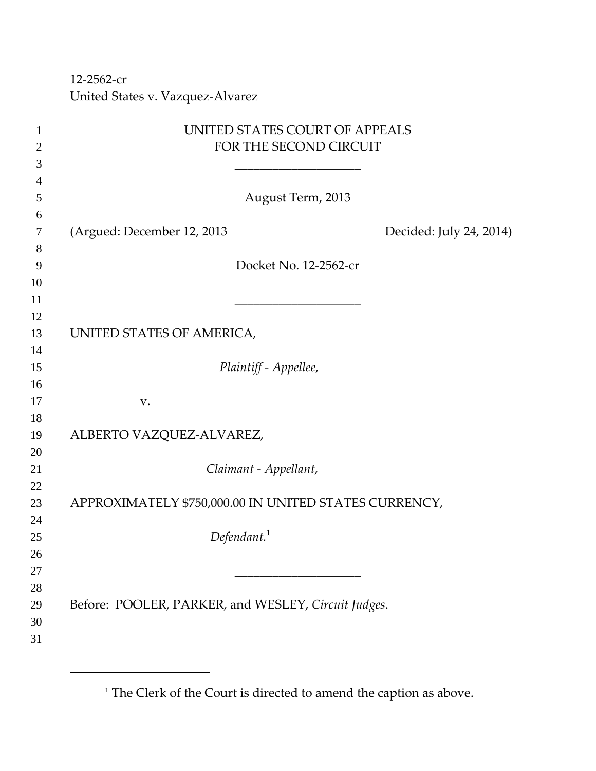12-2562-cr
United States v. Vazquez-Alvarez

UNITED STATES COURT OF APPEALS
FOR THE SECOND CIRCUIT

\_\_\_\_\_\_\_\_\_\_\_\_\_\_\_\_\_\_\_\_

August Term, 2013

(Argued: December 12, 2013 Decided: July 24, 2014)

Docket No. 12-2562-cr

\_\_\_\_\_\_\_\_\_\_\_\_\_\_\_\_\_\_\_\_

UNITED STATES OF AMERICA,

*Plaintiff - Appellee*,

v.

ALBERTO VAZQUEZ-ALVAREZ,

*Claimant - Appellant*,

APPROXIMATELY $750,000.00 IN UNITED STATES CURRENCY,

*Defendant.*[1]

\_\_\_\_\_\_\_\_\_\_\_\_\_\_\_\_\_\_\_\_

Before: POOLER, PARKER, and WESLEY, *Circuit Judges*.

---

[1] The Clerk of the Court is directed to amend the caption as above.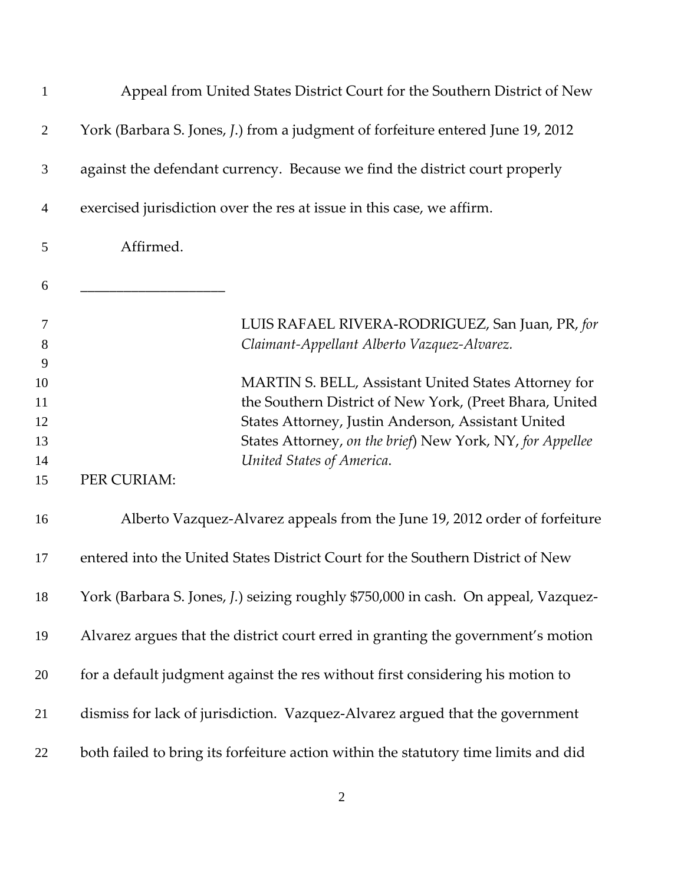Appeal from United States District Court for the Southern District of New York (Barbara S. Jones, *J.*) from a judgment of forfeiture entered June 19, 2012 against the defendant currency. Because we find the district court properly exercised jurisdiction over the res at issue in this case, we affirm.

Affirmed.

\_\_\_\_\_\_\_\_\_\_\_\_\_\_\_\_\_\_\_\_

LUIS RAFAEL RIVERA-RODRIGUEZ, San Juan, PR, *for Claimant-Appellant Alberto Vazquez-Alvarez.*

MARTIN S. BELL, Assistant United States Attorney for the Southern District of New York, (Preet Bhara, United States Attorney, Justin Anderson, Assistant United States Attorney, *on the brief*) New York, NY, *for Appellee United States of America*.

PER CURIAM:

Alberto Vazquez-Alvarez appeals from the June 19, 2012 order of forfeiture entered into the United States District Court for the Southern District of New York (Barbara S. Jones, *J.*) seizing roughly $750,000 in cash. On appeal, Vazquez-Alvarez argues that the district court erred in granting the government's motion for a default judgment against the res without first considering his motion to dismiss for lack of jurisdiction. Vazquez-Alvarez argued that the government both failed to bring its forfeiture action within the statutory time limits and did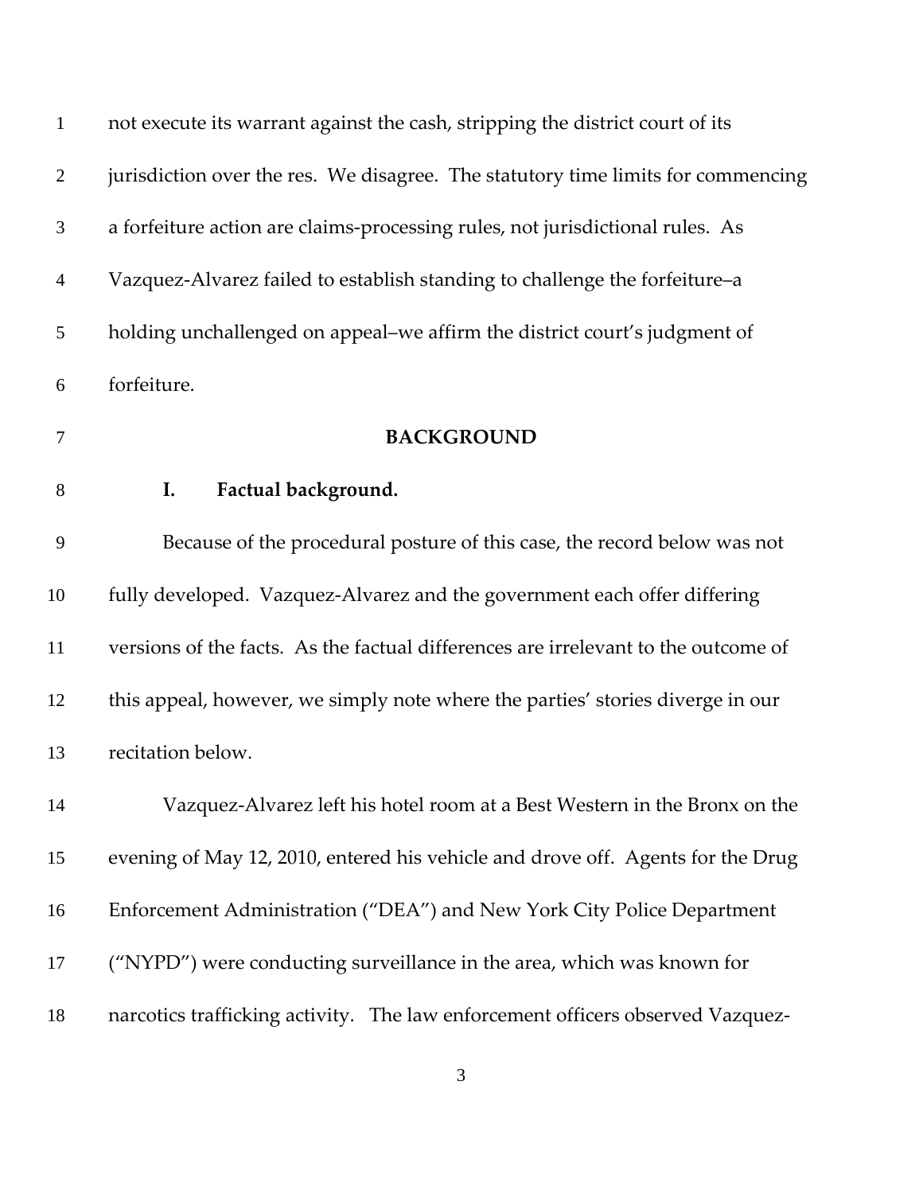not execute its warrant against the cash, stripping the district court of its jurisdiction over the res. We disagree. The statutory time limits for commencing a forfeiture action are claims-processing rules, not jurisdictional rules. As Vazquez-Alvarez failed to establish standing to challenge the forfeiture–a holding unchallenged on appeal–we affirm the district court's judgment of forfeiture.

## BACKGROUND

### I. Factual background.

Because of the procedural posture of this case, the record below was not fully developed. Vazquez-Alvarez and the government each offer differing versions of the facts. As the factual differences are irrelevant to the outcome of this appeal, however, we simply note where the parties' stories diverge in our recitation below.

Vazquez-Alvarez left his hotel room at a Best Western in the Bronx on the evening of May 12, 2010, entered his vehicle and drove off. Agents for the Drug Enforcement Administration ("DEA") and New York City Police Department ("NYPD") were conducting surveillance in the area, which was known for narcotics trafficking activity. The law enforcement officers observed Vazquez-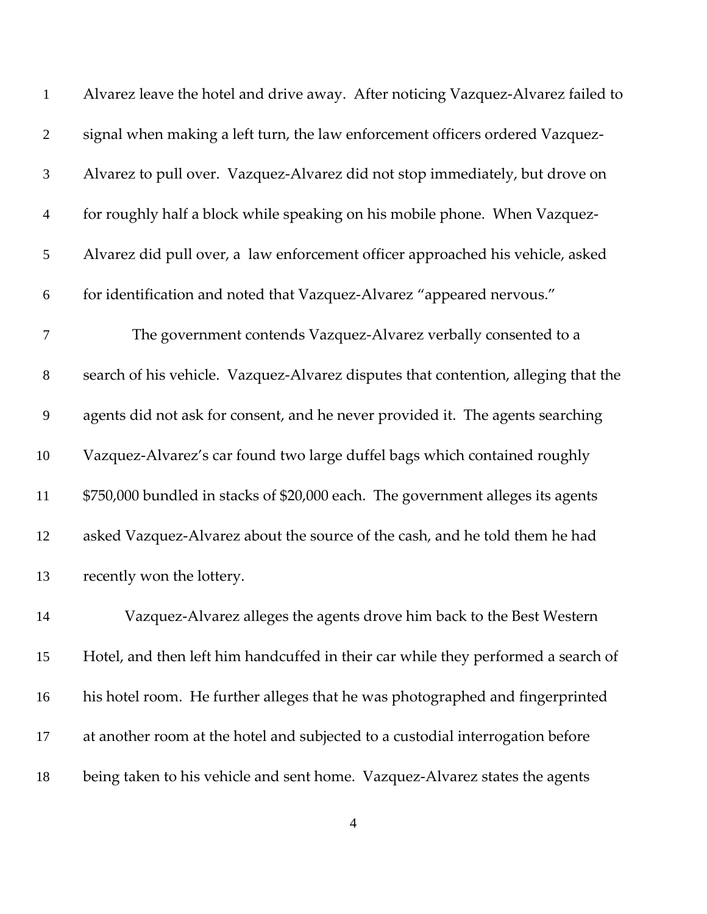Alvarez leave the hotel and drive away. After noticing Vazquez-Alvarez failed to signal when making a left turn, the law enforcement officers ordered Vazquez-Alvarez to pull over. Vazquez-Alvarez did not stop immediately, but drove on for roughly half a block while speaking on his mobile phone. When Vazquez-Alvarez did pull over, a law enforcement officer approached his vehicle, asked for identification and noted that Vazquez-Alvarez "appeared nervous."

The government contends Vazquez-Alvarez verbally consented to a search of his vehicle. Vazquez-Alvarez disputes that contention, alleging that the agents did not ask for consent, and he never provided it. The agents searching Vazquez-Alvarez's car found two large duffel bags which contained roughly $750,000 bundled in stacks of $20,000 each. The government alleges its agents asked Vazquez-Alvarez about the source of the cash, and he told them he had recently won the lottery.

Vazquez-Alvarez alleges the agents drove him back to the Best Western Hotel, and then left him handcuffed in their car while they performed a search of his hotel room. He further alleges that he was photographed and fingerprinted at another room at the hotel and subjected to a custodial interrogation before being taken to his vehicle and sent home. Vazquez-Alvarez states the agents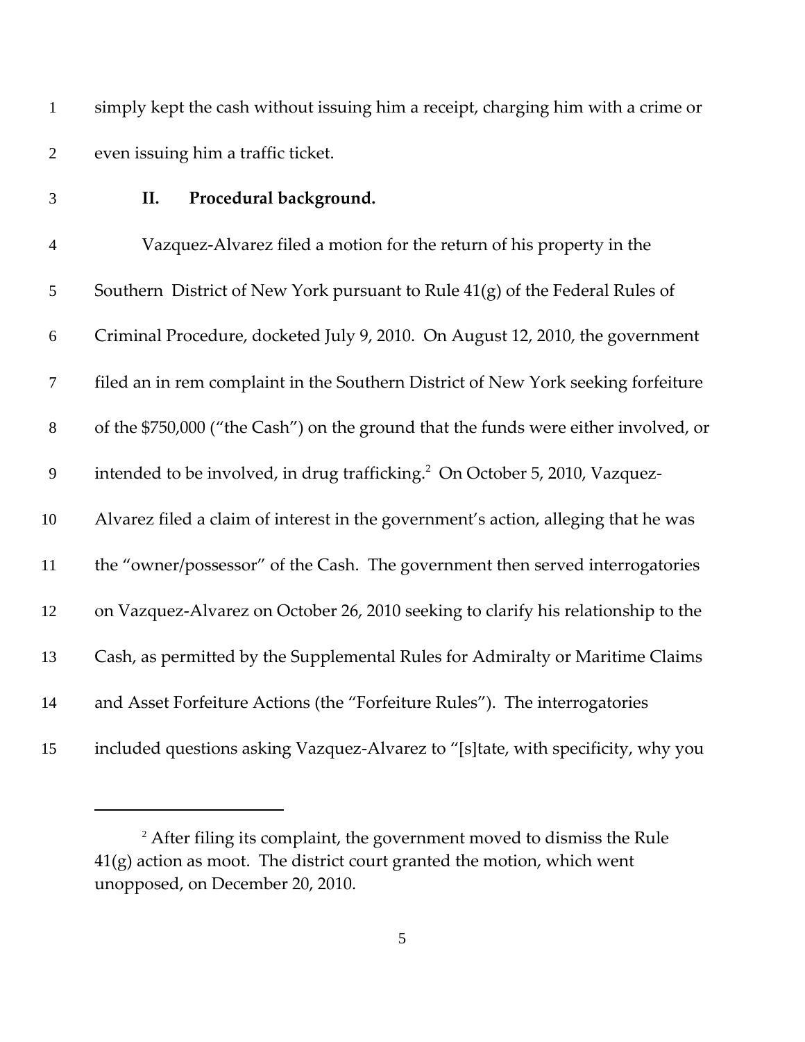simply kept the cash without issuing him a receipt, charging him with a crime or even issuing him a traffic ticket.

## II. Procedural background.

Vazquez-Alvarez filed a motion for the return of his property in the Southern District of New York pursuant to Rule 41(g) of the Federal Rules of Criminal Procedure, docketed July 9, 2010. On August 12, 2010, the government filed an in rem complaint in the Southern District of New York seeking forfeiture of the $750,000 ("the Cash") on the ground that the funds were either involved, or intended to be involved, in drug trafficking.[2] On October 5, 2010, Vazquez-Alvarez filed a claim of interest in the government's action, alleging that he was the "owner/possessor" of the Cash. The government then served interrogatories on Vazquez-Alvarez on October 26, 2010 seeking to clarify his relationship to the Cash, as permitted by the Supplemental Rules for Admiralty or Maritime Claims and Asset Forfeiture Actions (the "Forfeiture Rules"). The interrogatories included questions asking Vazquez-Alvarez to "[s]tate, with specificity, why you

---

[2] After filing its complaint, the government moved to dismiss the Rule 41(g) action as moot. The district court granted the motion, which went unopposed, on December 20, 2010.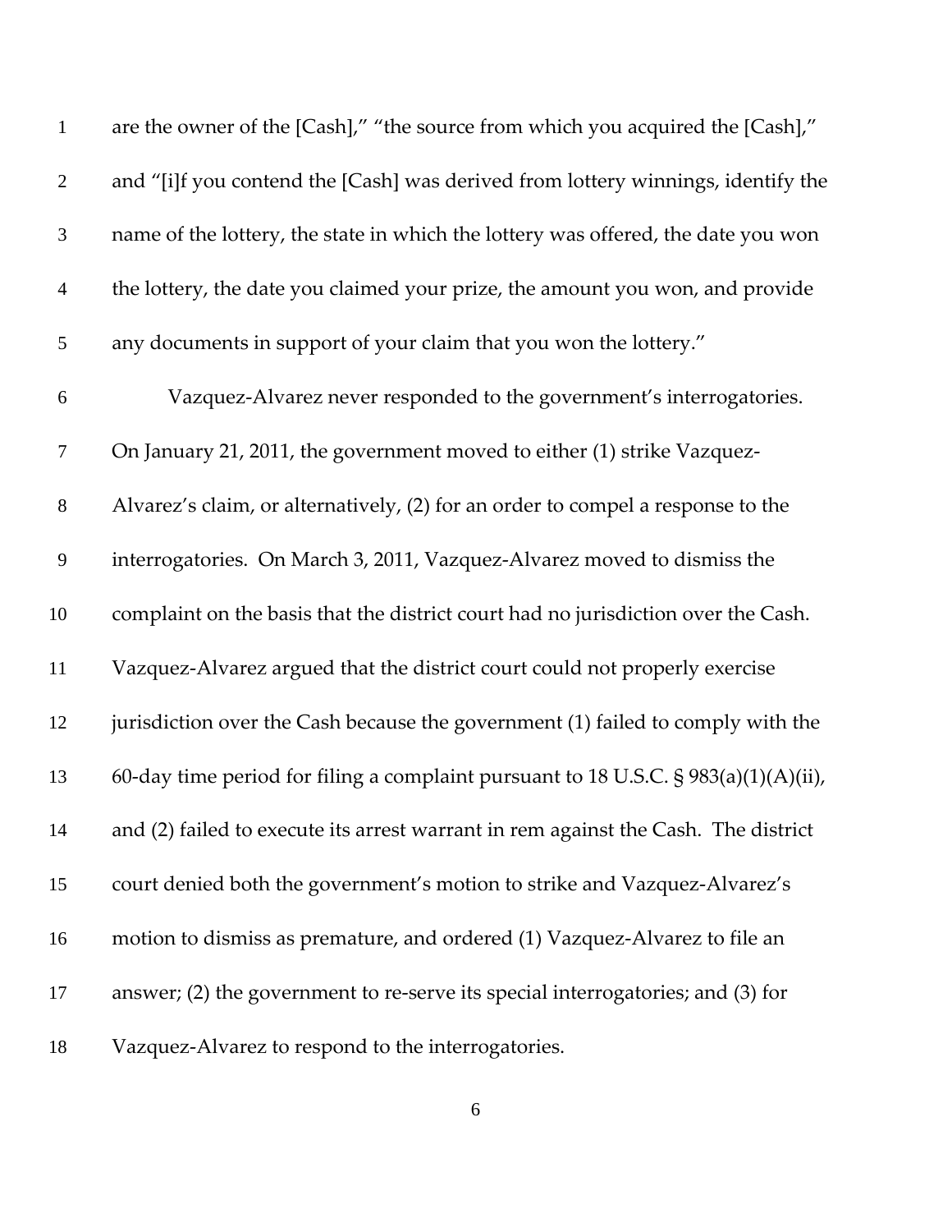are the owner of the [Cash]," "the source from which you acquired the [Cash]," and "[i]f you contend the [Cash] was derived from lottery winnings, identify the name of the lottery, the state in which the lottery was offered, the date you won the lottery, the date you claimed your prize, the amount you won, and provide any documents in support of your claim that you won the lottery."

Vazquez-Alvarez never responded to the government's interrogatories. On January 21, 2011, the government moved to either (1) strike Vazquez-Alvarez's claim, or alternatively, (2) for an order to compel a response to the interrogatories. On March 3, 2011, Vazquez-Alvarez moved to dismiss the complaint on the basis that the district court had no jurisdiction over the Cash. Vazquez-Alvarez argued that the district court could not properly exercise jurisdiction over the Cash because the government (1) failed to comply with the 60-day time period for filing a complaint pursuant to 18 U.S.C. § 983(a)(1)(A)(ii), and (2) failed to execute its arrest warrant in rem against the Cash. The district court denied both the government's motion to strike and Vazquez-Alvarez's motion to dismiss as premature, and ordered (1) Vazquez-Alvarez to file an answer; (2) the government to re-serve its special interrogatories; and (3) for Vazquez-Alvarez to respond to the interrogatories.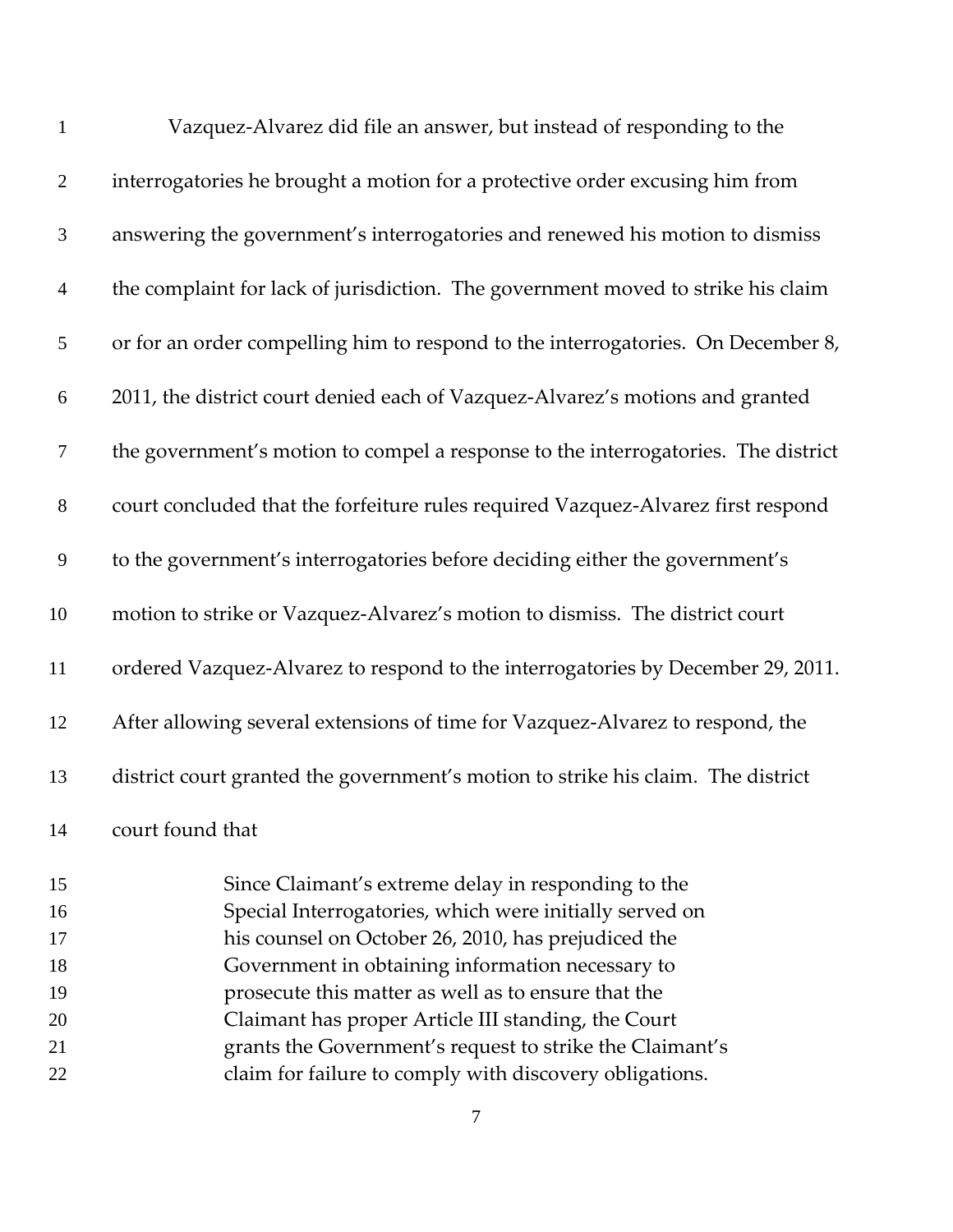Vazquez-Alvarez did file an answer, but instead of responding to the interrogatories he brought a motion for a protective order excusing him from answering the government's interrogatories and renewed his motion to dismiss the complaint for lack of jurisdiction. The government moved to strike his claim or for an order compelling him to respond to the interrogatories. On December 8, 2011, the district court denied each of Vazquez-Alvarez's motions and granted the government's motion to compel a response to the interrogatories. The district court concluded that the forfeiture rules required Vazquez-Alvarez first respond to the government's interrogatories before deciding either the government's motion to strike or Vazquez-Alvarez's motion to dismiss. The district court ordered Vazquez-Alvarez to respond to the interrogatories by December 29, 2011. After allowing several extensions of time for Vazquez-Alvarez to respond, the district court granted the government's motion to strike his claim. The district court found that

> Since Claimant's extreme delay in responding to the Special Interrogatories, which were initially served on his counsel on October 26, 2010, has prejudiced the Government in obtaining information necessary to prosecute this matter as well as to ensure that the Claimant has proper Article III standing, the Court grants the Government's request to strike the Claimant's claim for failure to comply with discovery obligations.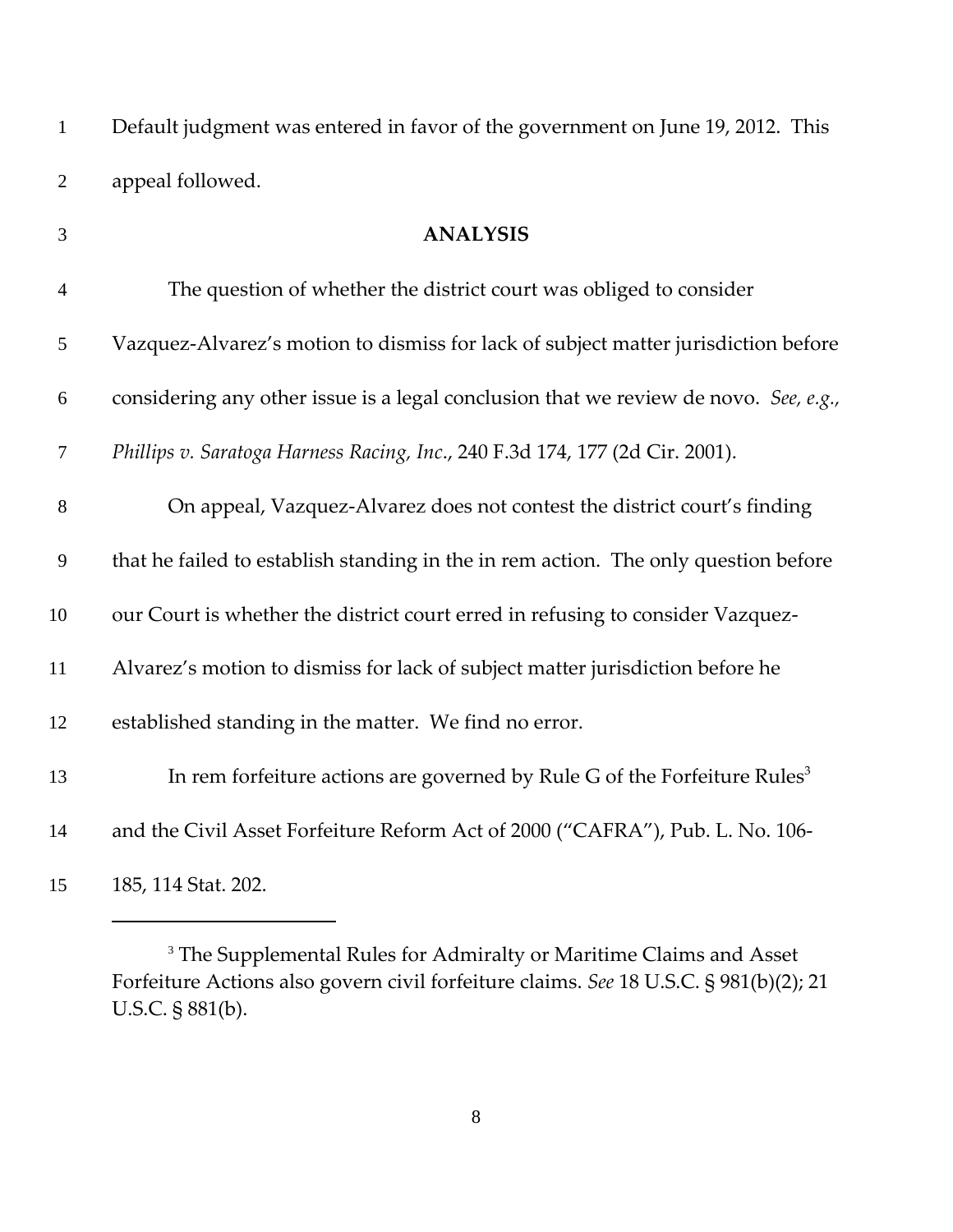Default judgment was entered in favor of the government on June 19, 2012. This appeal followed.

## ANALYSIS

The question of whether the district court was obliged to consider Vazquez-Alvarez's motion to dismiss for lack of subject matter jurisdiction before considering any other issue is a legal conclusion that we review de novo. *See, e.g.*, *Phillips v. Saratoga Harness Racing, Inc.*, 240 F.3d 174, 177 (2d Cir. 2001).

On appeal, Vazquez-Alvarez does not contest the district court's finding that he failed to establish standing in the in rem action. The only question before our Court is whether the district court erred in refusing to consider Vazquez-Alvarez's motion to dismiss for lack of subject matter jurisdiction before he established standing in the matter. We find no error.

In rem forfeiture actions are governed by Rule G of the Forfeiture Rules[3] and the Civil Asset Forfeiture Reform Act of 2000 ("CAFRA"), Pub. L. No. 106-185, 114 Stat. 202.

---

[3] The Supplemental Rules for Admiralty or Maritime Claims and Asset Forfeiture Actions also govern civil forfeiture claims. *See* 18 U.S.C. § 981(b)(2); 21 U.S.C. § 881(b).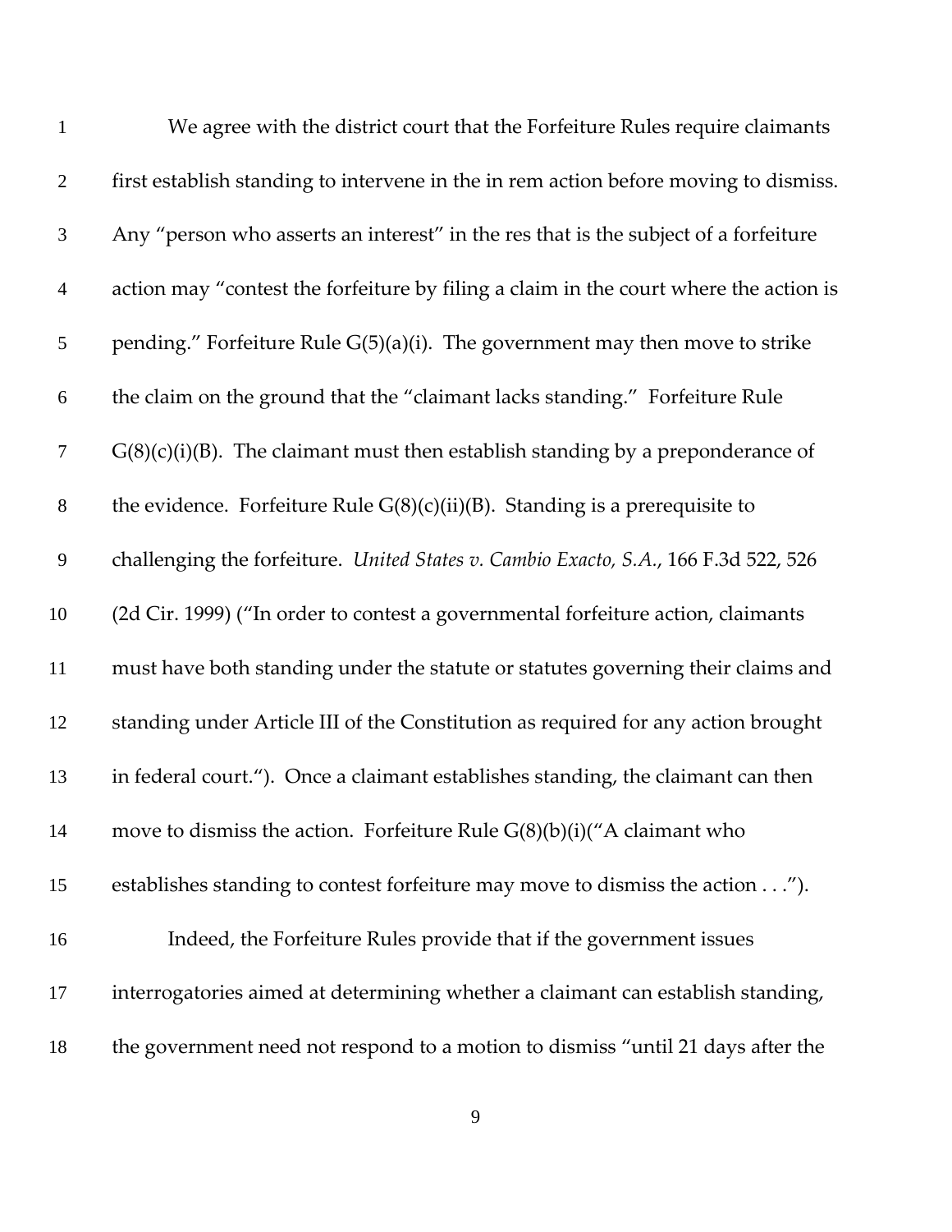We agree with the district court that the Forfeiture Rules require claimants first establish standing to intervene in the in rem action before moving to dismiss. Any "person who asserts an interest" in the res that is the subject of a forfeiture action may "contest the forfeiture by filing a claim in the court where the action is pending." Forfeiture Rule G(5)(a)(i). The government may then move to strike the claim on the ground that the "claimant lacks standing." Forfeiture Rule G(8)(c)(i)(B). The claimant must then establish standing by a preponderance of the evidence. Forfeiture Rule G(8)(c)(ii)(B). Standing is a prerequisite to challenging the forfeiture. *United States v. Cambio Exacto, S.A.*, 166 F.3d 522, 526 (2d Cir. 1999) ("In order to contest a governmental forfeiture action, claimants must have both standing under the statute or statutes governing their claims and standing under Article III of the Constitution as required for any action brought in federal court."). Once a claimant establishes standing, the claimant can then move to dismiss the action. Forfeiture Rule G(8)(b)(i)("A claimant who establishes standing to contest forfeiture may move to dismiss the action . . .").

Indeed, the Forfeiture Rules provide that if the government issues interrogatories aimed at determining whether a claimant can establish standing, the government need not respond to a motion to dismiss "until 21 days after the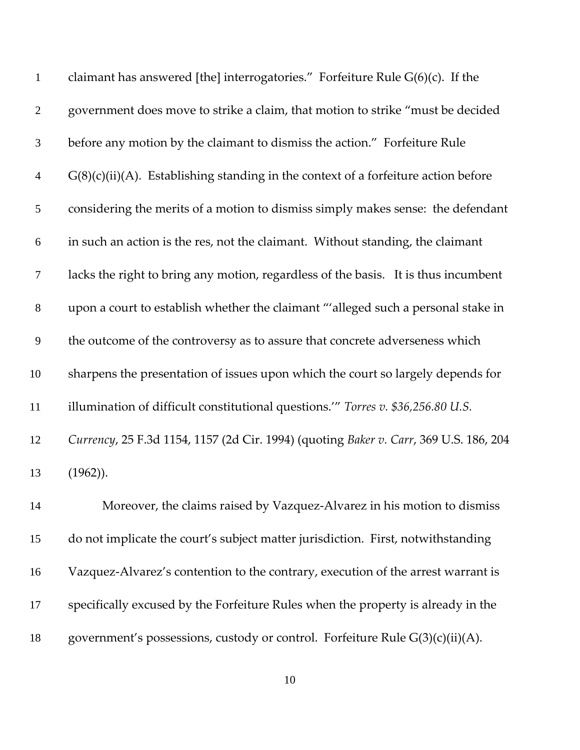claimant has answered [the] interrogatories." Forfeiture Rule G(6)(c). If the government does move to strike a claim, that motion to strike "must be decided before any motion by the claimant to dismiss the action." Forfeiture Rule G(8)(c)(ii)(A). Establishing standing in the context of a forfeiture action before considering the merits of a motion to dismiss simply makes sense: the defendant in such an action is the res, not the claimant. Without standing, the claimant lacks the right to bring any motion, regardless of the basis. It is thus incumbent upon a court to establish whether the claimant "'alleged such a personal stake in the outcome of the controversy as to assure that concrete adverseness which sharpens the presentation of issues upon which the court so largely depends for illumination of difficult constitutional questions.'" *Torres v. $36,256.80 U.S. Currency*, 25 F.3d 1154, 1157 (2d Cir. 1994) (quoting *Baker v. Carr*, 369 U.S. 186, 204 (1962)).

Moreover, the claims raised by Vazquez-Alvarez in his motion to dismiss do not implicate the court's subject matter jurisdiction. First, notwithstanding Vazquez-Alvarez's contention to the contrary, execution of the arrest warrant is specifically excused by the Forfeiture Rules when the property is already in the government's possessions, custody or control. Forfeiture Rule G(3)(c)(ii)(A).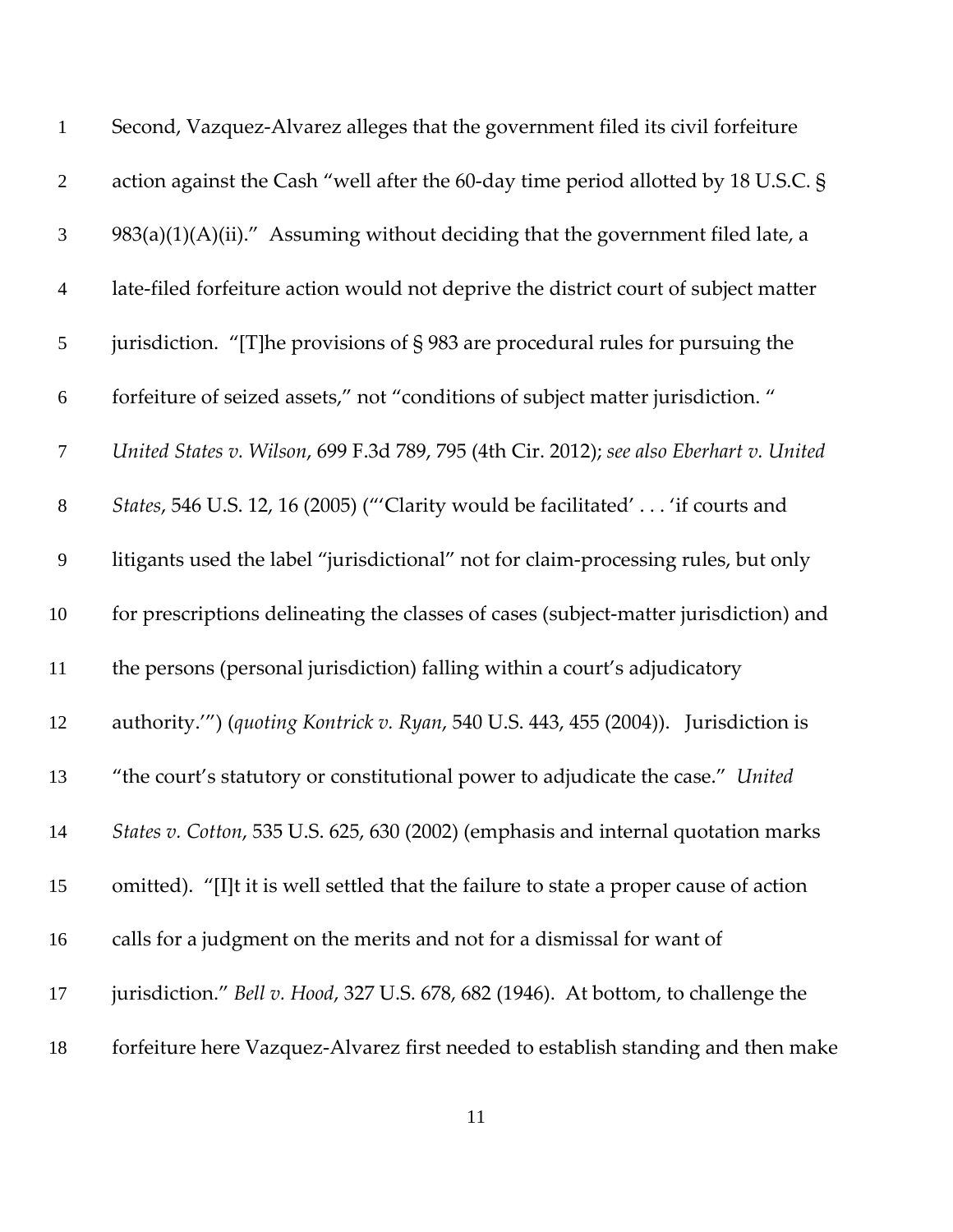Second, Vazquez-Alvarez alleges that the government filed its civil forfeiture action against the Cash "well after the 60-day time period allotted by 18 U.S.C. § 983(a)(1)(A)(ii)." Assuming without deciding that the government filed late, a late-filed forfeiture action would not deprive the district court of subject matter jurisdiction. "[T]he provisions of § 983 are procedural rules for pursuing the forfeiture of seized assets," not "conditions of subject matter jurisdiction. " *United States v. Wilson*, 699 F.3d 789, 795 (4th Cir. 2012); *see also Eberhart v. United States*, 546 U.S. 12, 16 (2005) ("'Clarity would be facilitated' . . . 'if courts and litigants used the label "jurisdictional" not for claim-processing rules, but only for prescriptions delineating the classes of cases (subject-matter jurisdiction) and the persons (personal jurisdiction) falling within a court's adjudicatory authority.'") (*quoting Kontrick v. Ryan*, 540 U.S. 443, 455 (2004)). Jurisdiction is "the court's statutory or constitutional power to adjudicate the case." *United States v. Cotton*, 535 U.S. 625, 630 (2002) (emphasis and internal quotation marks omitted). "[I]t it is well settled that the failure to state a proper cause of action calls for a judgment on the merits and not for a dismissal for want of jurisdiction." *Bell v. Hood*, 327 U.S. 678, 682 (1946). At bottom, to challenge the forfeiture here Vazquez-Alvarez first needed to establish standing and then make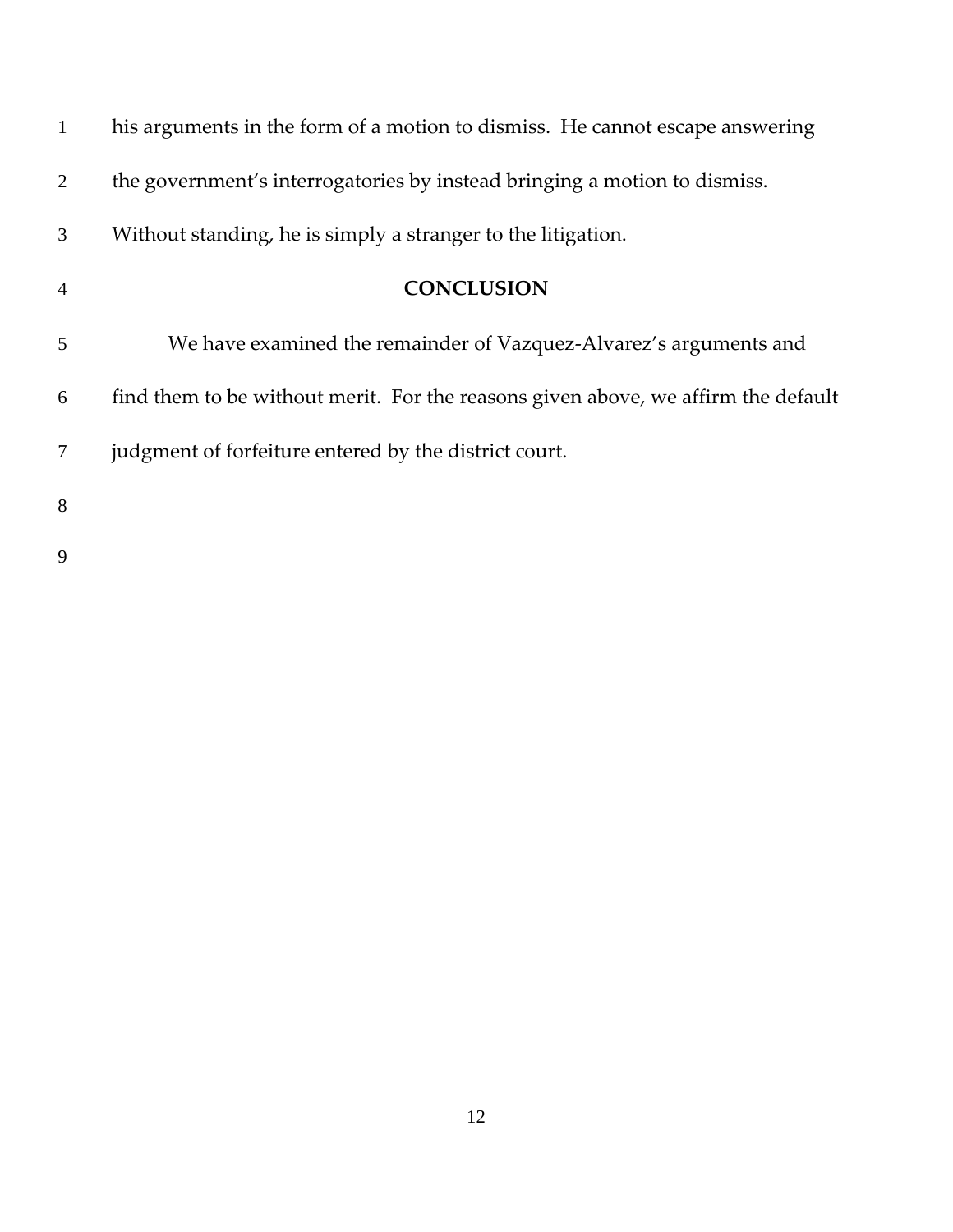his arguments in the form of a motion to dismiss. He cannot escape answering the government's interrogatories by instead bringing a motion to dismiss. Without standing, he is simply a stranger to the litigation.

## CONCLUSION

We have examined the remainder of Vazquez-Alvarez's arguments and find them to be without merit. For the reasons given above, we affirm the default judgment of forfeiture entered by the district court.